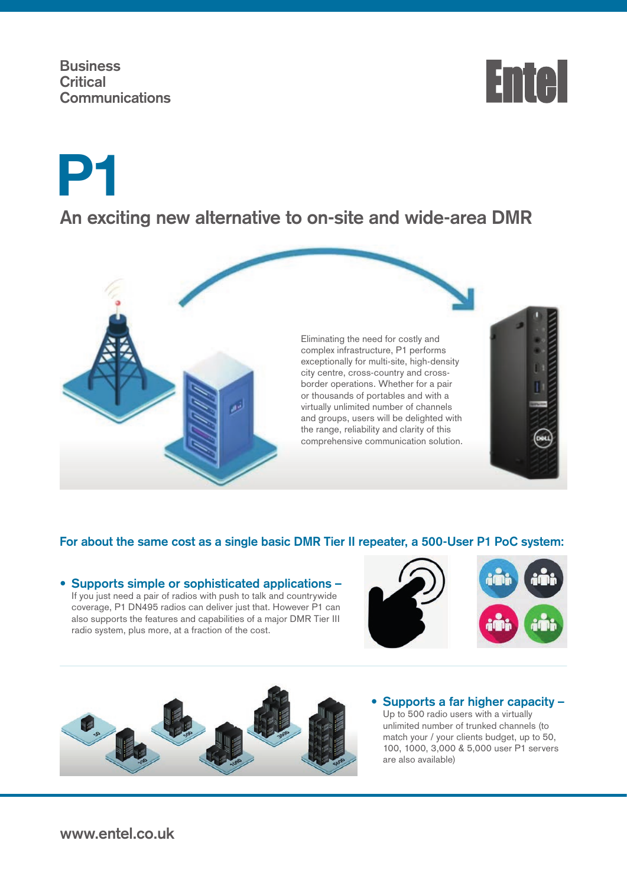Business
Critical
Communications

Entel

# P1

## An exciting new alternative to on-site and wide-area DMR

Eliminating the need for costly and complex infrastructure, P1 performs exceptionally for multi-site, high-density city centre, cross-country and cross-border operations. Whether for a pair or thousands of portables and with a virtually unlimited number of channels and groups, users will be delighted with the range, reliability and clarity of this comprehensive communication solution.

### For about the same cost as a single basic DMR Tier II repeater, a 500-User P1 PoC system:

- **Supports simple or sophisticated applications –** If you just need a pair of radios with push to talk and countrywide coverage, P1 DN495 radios can deliver just that. However P1 can also supports the features and capabilities of a major DMR Tier III radio system, plus more, at a fraction of the cost.

- **Supports a far higher capacity –** Up to 500 radio users with a virtually unlimited number of trunked channels (to match your / your clients budget, up to 50, 100, 1000, 3,000 & 5,000 user P1 servers are also available)

www.entel.co.uk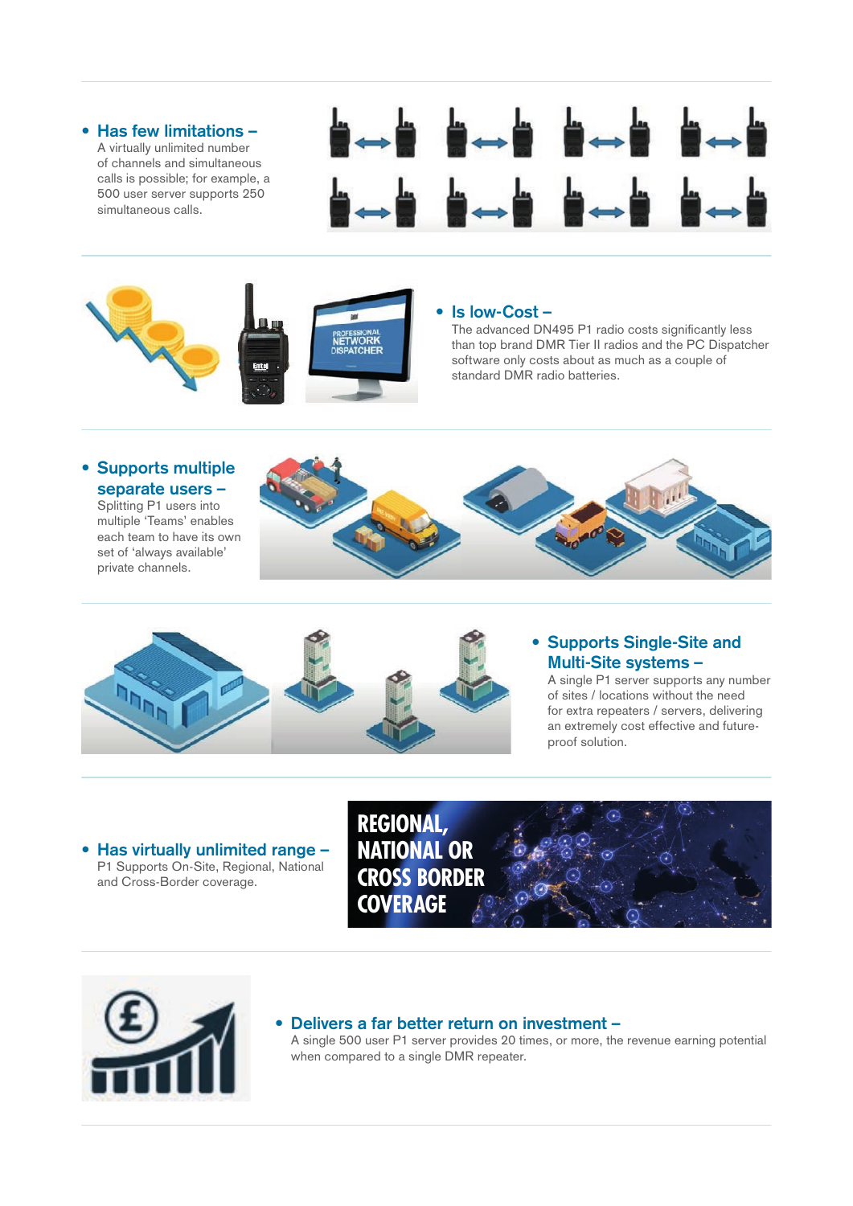- **Has few limitations –** A virtually unlimited number of channels and simultaneous calls is possible; for example, a 500 user server supports 250 simultaneous calls.

- **Is low-Cost –** The advanced DN495 P1 radio costs significantly less than top brand DMR Tier II radios and the PC Dispatcher software only costs about as much as a couple of standard DMR radio batteries.

- **Supports multiple separate users –** Splitting P1 users into multiple 'Teams' enables each team to have its own set of 'always available' private channels.

- **Supports Single-Site and Multi-Site systems –** A single P1 server supports any number of sites / locations without the need for extra repeaters / servers, delivering an extremely cost effective and future-proof solution.

- **Has virtually unlimited range –** P1 Supports On-Site, Regional, National and Cross-Border coverage.

REGIONAL, NATIONAL OR CROSS BORDER COVERAGE

- **Delivers a far better return on investment –** A single 500 user P1 server provides 20 times, or more, the revenue earning potential when compared to a single DMR repeater.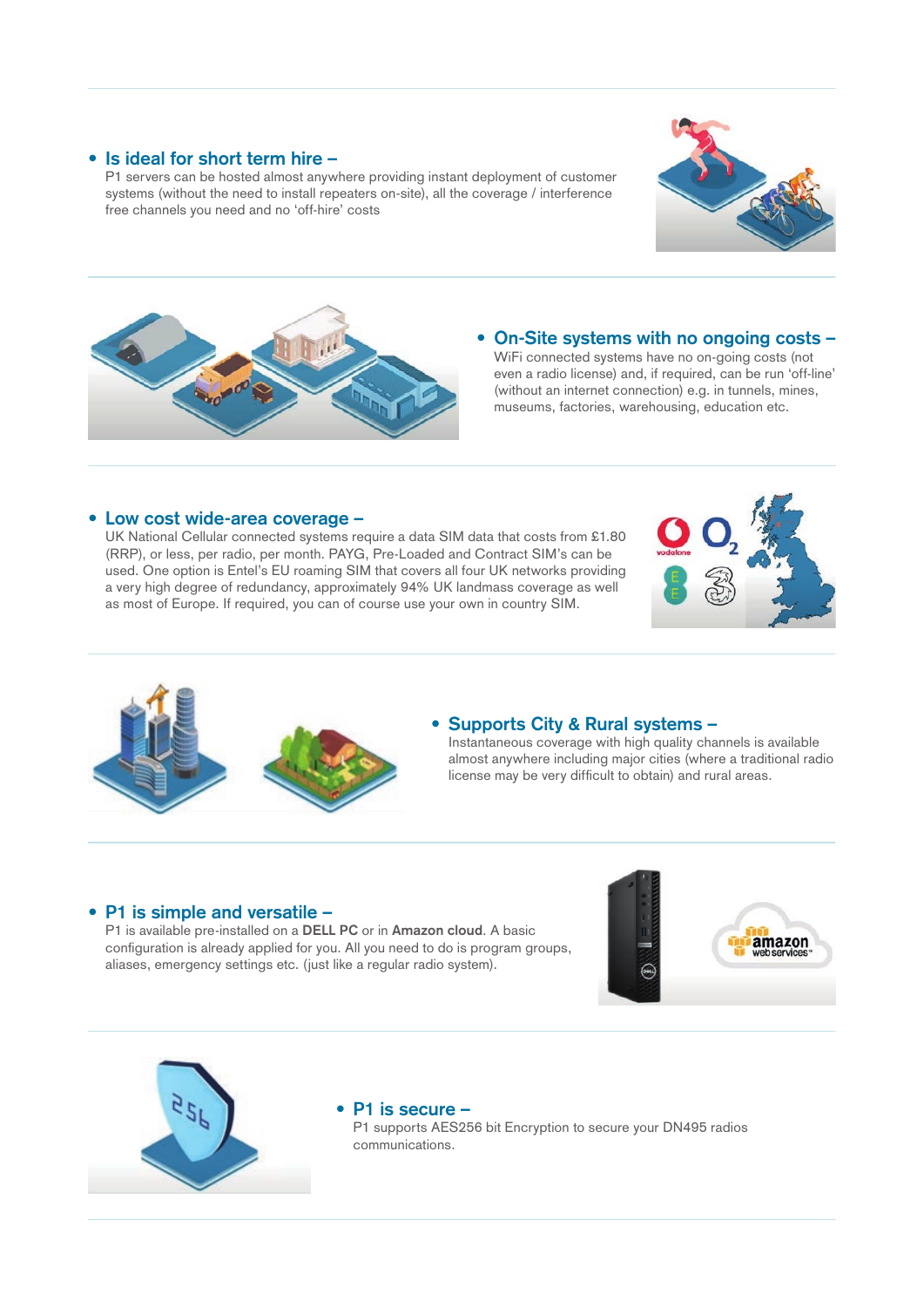- **Is ideal for short term hire –**
  P1 servers can be hosted almost anywhere providing instant deployment of customer systems (without the need to install repeaters on-site), all the coverage / interference free channels you need and no 'off-hire' costs

- **On-Site systems with no ongoing costs –**
  WiFi connected systems have no on-going costs (not even a radio license) and, if required, can be run 'off-line' (without an internet connection) e.g. in tunnels, mines, museums, factories, warehousing, education etc.

- **Low cost wide-area coverage –**
  UK National Cellular connected systems require a data SIM data that costs from £1.80 (RRP), or less, per radio, per month. PAYG, Pre-Loaded and Contract SIM's can be used. One option is Entel's EU roaming SIM that covers all four UK networks providing a very high degree of redundancy, approximately 94% UK landmass coverage as well as most of Europe. If required, you can of course use your own in country SIM.

- **Supports City & Rural systems –**
  Instantaneous coverage with high quality channels is available almost anywhere including major cities (where a traditional radio license may be very difficult to obtain) and rural areas.

- **P1 is simple and versatile –**
  P1 is available pre-installed on a **DELL PC** or in **Amazon cloud**. A basic configuration is already applied for you. All you need to do is program groups, aliases, emergency settings etc. (just like a regular radio system).

- **P1 is secure –**
  P1 supports AES256 bit Encryption to secure your DN495 radios communications.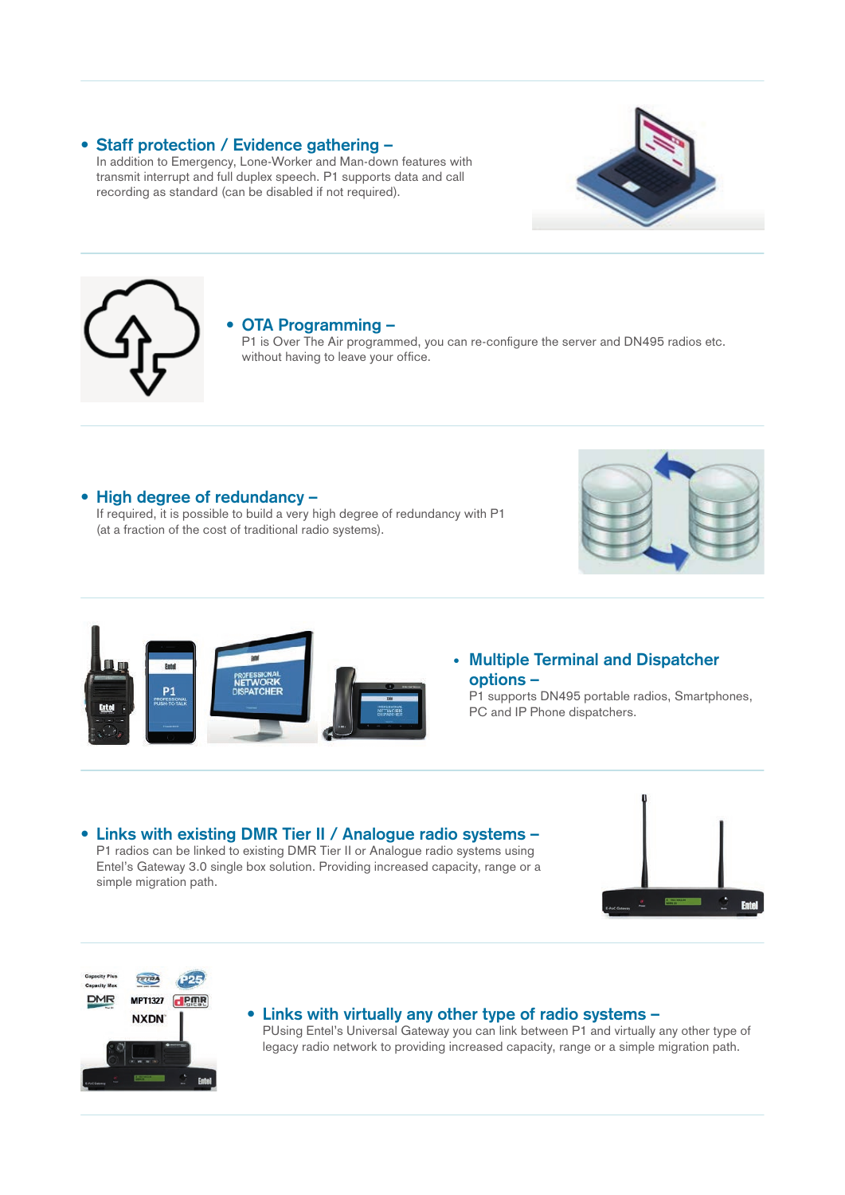- **Staff protection / Evidence gathering –**
  In addition to Emergency, Lone-Worker and Man-down features with transmit interrupt and full duplex speech. P1 supports data and call recording as standard (can be disabled if not required).

- **OTA Programming –**
  P1 is Over The Air programmed, you can re-configure the server and DN495 radios etc. without having to leave your office.

- **High degree of redundancy –**
  If required, it is possible to build a very high degree of redundancy with P1 (at a fraction of the cost of traditional radio systems).

- **Multiple Terminal and Dispatcher options –**
  P1 supports DN495 portable radios, Smartphones, PC and IP Phone dispatchers.

- **Links with existing DMR Tier II / Analogue radio systems –**
  P1 radios can be linked to existing DMR Tier II or Analogue radio systems using Entel's Gateway 3.0 single box solution. Providing increased capacity, range or a simple migration path.

- **Links with virtually any other type of radio systems –**
  PUsing Entel's Universal Gateway you can link between P1 and virtually any other type of legacy radio network to providing increased capacity, range or a simple migration path.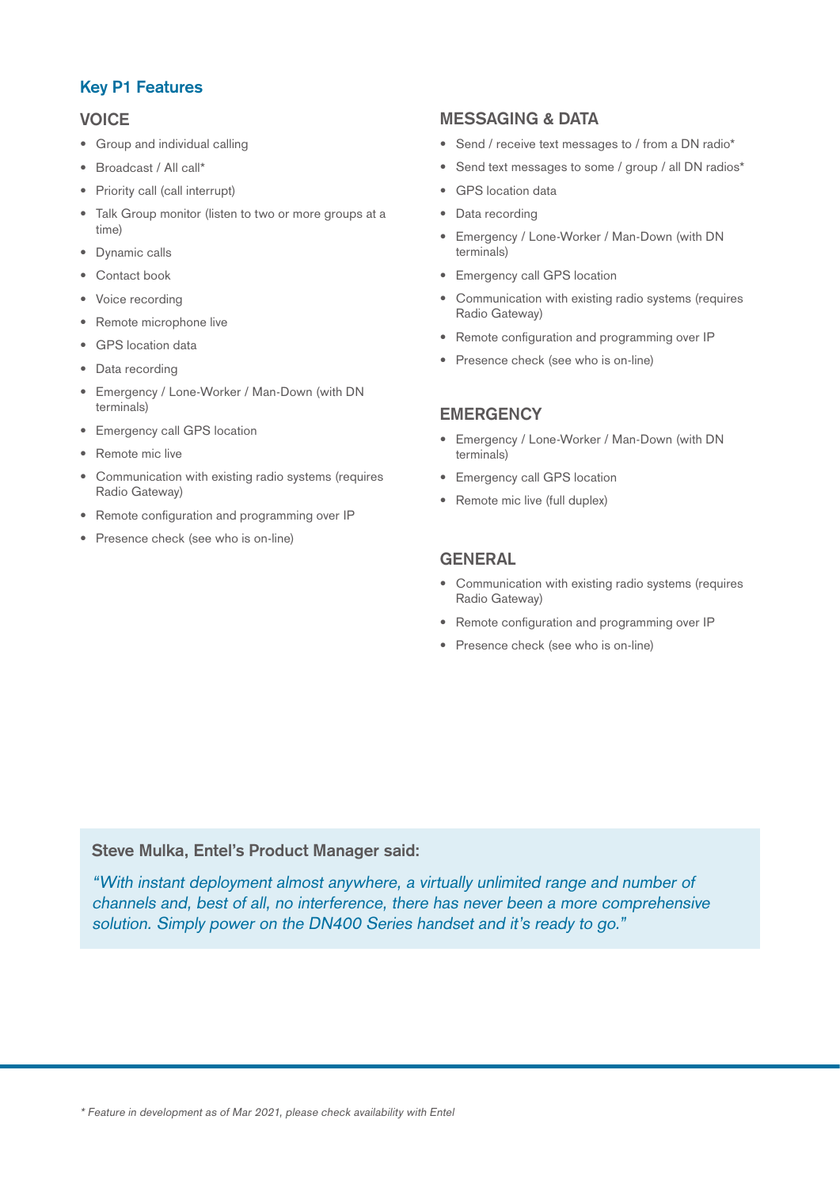## Key P1 Features

### VOICE

- Group and individual calling
- Broadcast / All call*
- Priority call (call interrupt)
- Talk Group monitor (listen to two or more groups at a time)
- Dynamic calls
- Contact book
- Voice recording
- Remote microphone live
- GPS location data
- Data recording
- Emergency / Lone-Worker / Man-Down (with DN terminals)
- Emergency call GPS location
- Remote mic live
- Communication with existing radio systems (requires Radio Gateway)
- Remote configuration and programming over IP
- Presence check (see who is on-line)

### MESSAGING & DATA

- Send / receive text messages to / from a DN radio*
- Send text messages to some / group / all DN radios*
- GPS location data
- Data recording
- Emergency / Lone-Worker / Man-Down (with DN terminals)
- Emergency call GPS location
- Communication with existing radio systems (requires Radio Gateway)
- Remote configuration and programming over IP
- Presence check (see who is on-line)

### EMERGENCY

- Emergency / Lone-Worker / Man-Down (with DN terminals)
- Emergency call GPS location
- Remote mic live (full duplex)

### GENERAL

- Communication with existing radio systems (requires Radio Gateway)
- Remote configuration and programming over IP
- Presence check (see who is on-line)

**Steve Mulka, Entel's Product Manager said:**

*"With instant deployment almost anywhere, a virtually unlimited range and number of channels and, best of all, no interference, there has never been a more comprehensive solution. Simply power on the DN400 Series handset and it's ready to go."*

*\* Feature in development as of Mar 2021, please check availability with Entel*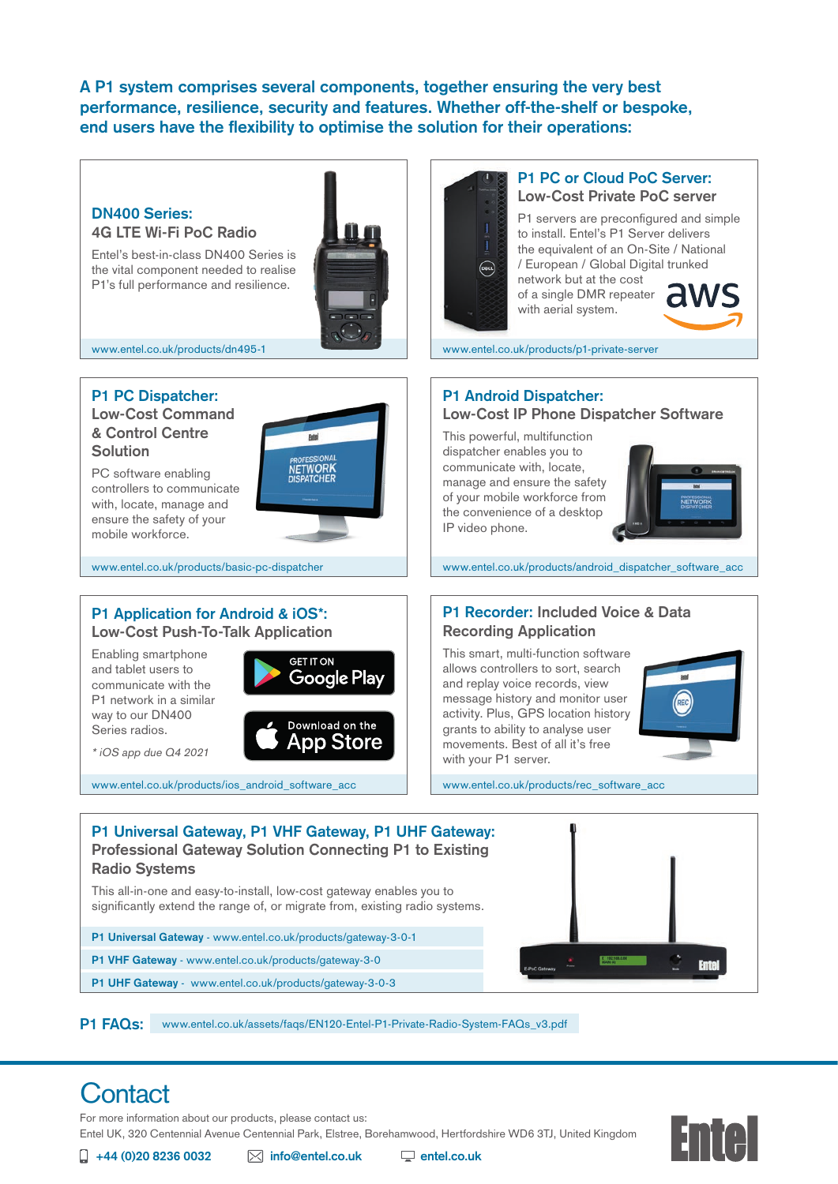A P1 system comprises several components, together ensuring the very best performance, resilience, security and features. Whether off-the-shelf or bespoke, end users have the flexibility to optimise the solution for their operations:

## DN400 Series:
### 4G LTE Wi-Fi PoC Radio

Entel's best-in-class DN400 Series is the vital component needed to realise P1's full performance and resilience.

www.entel.co.uk/products/dn495-1

## P1 PC or Cloud PoC Server:
### Low-Cost Private PoC server

P1 servers are preconfigured and simple to install. Entel's P1 Server delivers the equivalent of an On-Site / National / European / Global Digital trunked network but at the cost of a single DMR repeater with aerial system.

www.entel.co.uk/products/p1-private-server

## P1 PC Dispatcher:
### Low-Cost Command & Control Centre Solution

PC software enabling controllers to communicate with, locate, manage and ensure the safety of your mobile workforce.

www.entel.co.uk/products/basic-pc-dispatcher

## P1 Android Dispatcher:
### Low-Cost IP Phone Dispatcher Software

This powerful, multifunction dispatcher enables you to communicate with, locate, manage and ensure the safety of your mobile workforce from the convenience of a desktop IP video phone.

www.entel.co.uk/products/android_dispatcher_software_acc

## P1 Application for Android & iOS*:
### Low-Cost Push-To-Talk Application

Enabling smartphone and tablet users to communicate with the P1 network in a similar way to our DN400 Series radios.

GET IT ON Google Play

Download on the App Store

*\* iOS app due Q4 2021*

www.entel.co.uk/products/ios_android_software_acc

## P1 Recorder: Included Voice & Data Recording Application

This smart, multi-function software allows controllers to sort, search and replay voice records, view message history and monitor user activity. Plus, GPS location history grants to ability to analyse user movements. Best of all it's free with your P1 server.

www.entel.co.uk/products/rec_software_acc

## P1 Universal Gateway, P1 VHF Gateway, P1 UHF Gateway:
### Professional Gateway Solution Connecting P1 to Existing Radio Systems

This all-in-one and easy-to-install, low-cost gateway enables you to significantly extend the range of, or migrate from, existing radio systems.

**P1 Universal Gateway** - www.entel.co.uk/products/gateway-3-0-1

**P1 VHF Gateway** - www.entel.co.uk/products/gateway-3-0

**P1 UHF Gateway** - www.entel.co.uk/products/gateway-3-0-3

**P1 FAQs:** www.entel.co.uk/assets/faqs/EN120-Entel-P1-Private-Radio-System-FAQs_v3.pdf

# Contact

For more information about our products, please contact us:
Entel UK, 320 Centennial Avenue Centennial Park, Elstree, Borehamwood, Hertfordshire WD6 3TJ, United Kingdom

+44 (0)20 8236 0032 | info@entel.co.uk | entel.co.uk